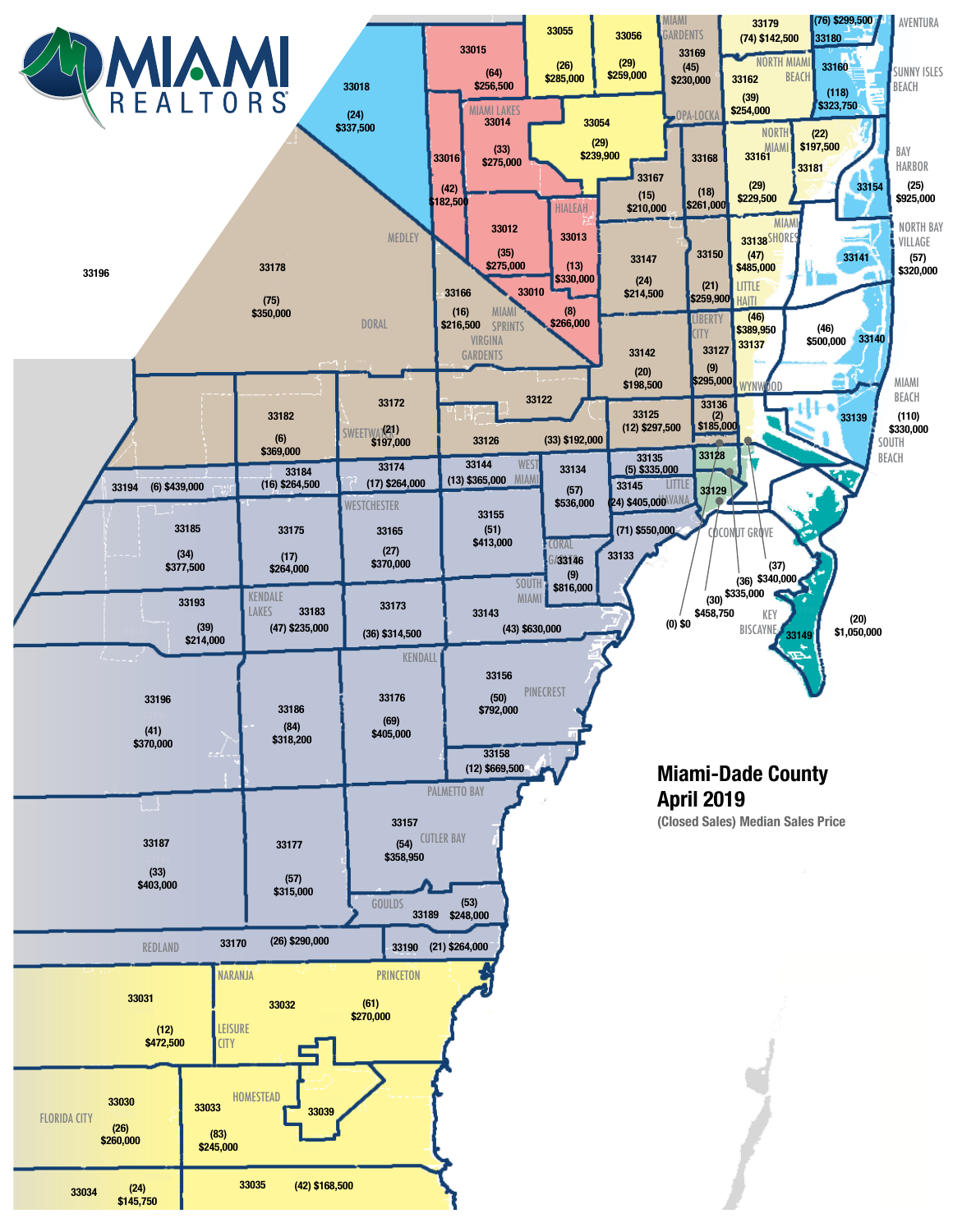# MIAMI REALTORS

## Miami-Dade County April 2019

(Closed Sales) Median Sales Price

| ZIP Code | Closed Sales | Median Sales Price |
|---|---|---|
| 33010 | (8) | $266,000 |
| 33012 | (35) | $275,000 |
| 33013 | (13) | $330,000 |
| 33014 | (33) | $275,000 |
| 33015 | (64) | $256,500 |
| 33016 | (42) | $182,500 |
| 33018 | (24) | $337,500 |
| 33030 | (26) | $260,000 |
| 33031 | (12) | $472,500 |
| 33032 | (61) | $270,000 |
| 33033 | (83) | $245,000 |
| 33034 | (24) | $145,750 |
| 33035 | (42) | $168,500 |
| 33039 | | |
| 33054 | (29) | $239,900 |
| 33055 | (26) | $285,000 |
| 33056 | (29) | $259,000 |
| 33122 | | |
| 33125 | (12) | $297,500 |
| 33126 | (33) | $192,000 |
| 33127 | (9) | $295,000 |
| 33128 | | |
| 33129 | | |
| 33133 | (71) | $550,000 |
| 33134 | (57) | $536,000 |
| 33135 | (5) | $335,000 |
| 33136 | (2) | $185,000 |
| 33137 | (46) | $389,950 |
| 33138 | (47) | $485,000 |
| 33139 | (110) | $330,000 |
| 33140 | (46) | $500,000 |
| 33141 | (57) | $320,000 |
| 33142 | (20) | $198,500 |
| 33143 | (43) | $630,000 |
| 33144 | (13) | $365,000 |
| 33145 | (24) | $405,000 |
| 33146 | (9) | $816,000 |
| 33147 | (24) | $214,500 |
| 33149 | (20) | $1,050,000 |
| 33150 | (21) | $259,900 |
| 33154 | (25) | $925,000 |
| 33155 | (51) | $413,000 |
| 33156 | (50) | $792,000 |
| 33157 | (54) | $358,950 |
| 33158 | (12) | $669,500 |
| 33160 | (118) | $323,750 |
| 33161 | (29) | $229,500 |
| 33162 | (39) | $254,000 |
| 33165 | (27) | $370,000 |
| 33166 | (16) | $216,500 |
| 33167 | (15) | $210,000 |
| 33168 | (18) | $261,000 |
| 33169 | (45) | $230,000 |
| 33170 | (26) | $290,000 |
| 33172 | (21) | $197,000 |
| 33173 | (36) | $314,500 |
| 33174 | (17) | $264,000 |
| 33175 | (17) | $264,000 |
| 33176 | (69) | $405,000 |
| 33177 | (57) | $315,000 |
| 33178 | (75) | $350,000 |
| 33179 | (74) | $142,500 |
| 33180 | (76) | $299,500 |
| 33181 | (22) | $197,500 |
| 33182 | (6) | $369,000 |
| 33183 | (47) | $235,000 |
| 33184 | (16) | $264,500 |
| 33185 | (34) | $377,500 |
| 33186 | (84) | $318,200 |
| 33187 | (33) | $403,000 |
| 33189 | (53) | $248,000 |
| 33190 | (21) | $264,000 |
| 33193 | (39) | $214,000 |
| 33194 | (6) | $439,000 |
| 33196 | (41) | $370,000 |

Downtown area callouts (Coconut Grove / Key Biscayne area): (0) $0; (30) $458,750; (36) $335,000; (37) $340,000

Areas: Medley, Doral, Miami Lakes, Hialeah, Miami Gardens, Opa-Locka, North Miami Beach, North Miami, Aventura, Sunny Isles Beach, Bay Harbor, North Bay Village, Miami Shores, Little Haiti, Liberty City, Wynwood, Miami Beach, South Beach, Miami Springs, Virginia Gardens, Sweetwater, West Miami, Westchester, Little Havana, Coral Gables, Coconut Grove, South Miami, Key Biscayne, Kendale Lakes, Kendall, Pinecrest, Palmetto Bay, Cutler Bay, Goulds, Redland, Naranja, Princeton, Leisure City, Homestead, Florida City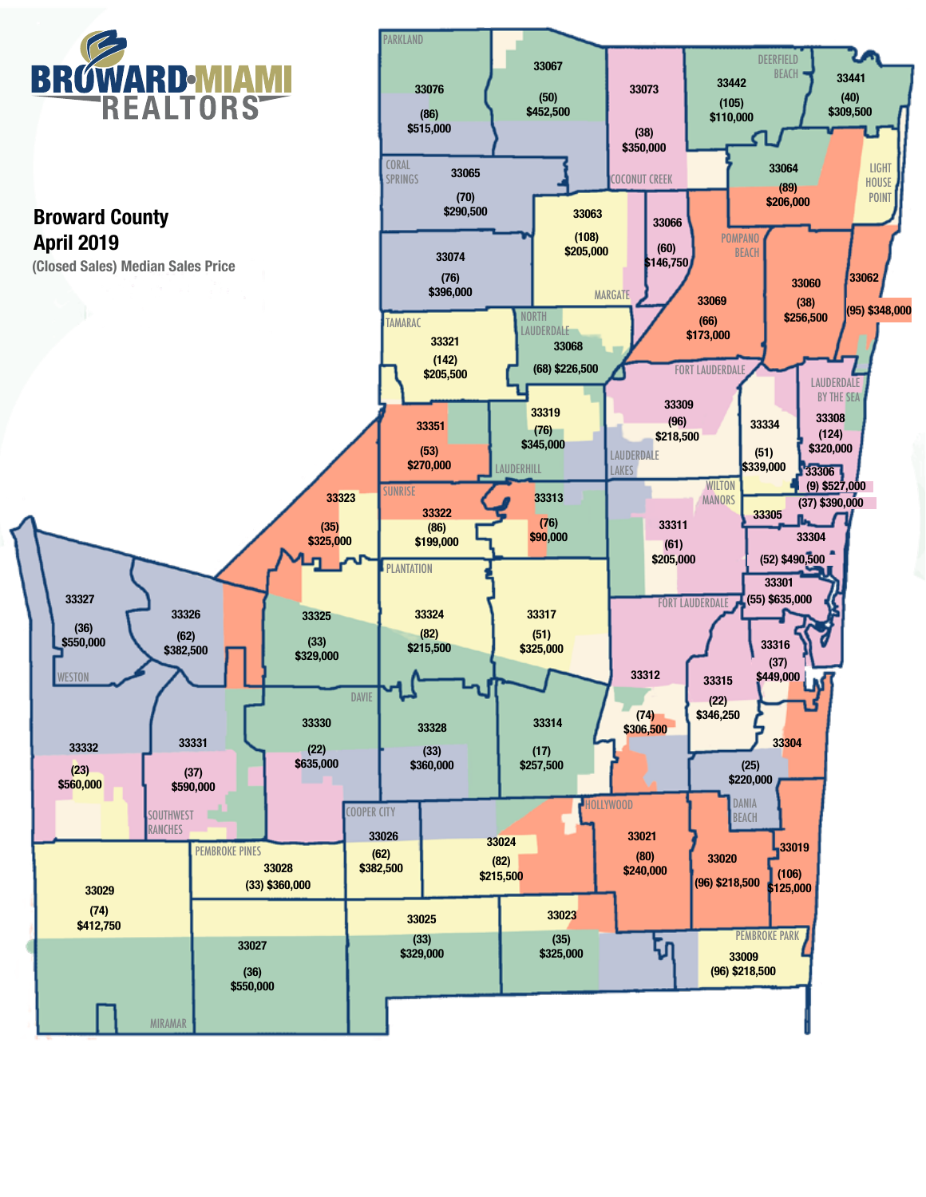**BROWARD·MIAMI REALTORS**

# Broward County
# April 2019

**(Closed Sales) Median Sales Price**

| Zip Code | Closed Sales | Median Sales Price |
|---|---|---|
| 33076 | (86) | $515,000 |
| 33067 | (50) | $452,500 |
| 33073 | (38) | $350,000 |
| 33442 | (105) | $110,000 |
| 33441 | (40) | $309,500 |
| 33065 | (70) | $290,500 |
| 33064 | (89) | $206,000 |
| 33063 | (108) | $205,000 |
| 33066 | (60) | $146,750 |
| 33074 | (76) | $396,000 |
| 33069 | (66) | $173,000 |
| 33060 | (38) | $256,500 |
| 33062 | (95) | $348,000 |
| 33321 | (142) | $205,500 |
| 33068 | (68) | $226,500 |
| 33309 | (96) | $218,500 |
| 33334 | (51) | $339,000 |
| 33308 | (124) | $320,000 |
| 33319 | (76) | $345,000 |
| 33351 | (53) | $270,000 |
| 33306 | (9) | $527,000 |
| 33305 | (37) | $390,000 |
| 33323 | (35) | $325,000 |
| 33322 | (86) | $199,000 |
| 33313 | (76) | $90,000 |
| 33311 | (61) | $205,000 |
| 33304 | (52) | $490,500 |
| 33301 | (55) | $635,000 |
| 33327 | (36) | $550,000 |
| 33326 | (62) | $382,500 |
| 33325 | (33) | $329,000 |
| 33324 | (82) | $215,500 |
| 33317 | (51) | $325,000 |
| 33316 | (37) | $449,000 |
| 33312 | (74) | $306,500 |
| 33315 | (22) | $346,250 |
| 33330 | (22) | $635,000 |
| 33328 | (33) | $360,000 |
| 33314 | (17) | $257,500 |
| 33304 | (25) | $220,000 |
| 33332 | (23) | $560,000 |
| 33331 | (37) | $590,000 |
| 33026 | (62) | $382,500 |
| 33024 | (82) | $215,500 |
| 33021 | (80) | $240,000 |
| 33020 | (96) | $218,500 |
| 33019 | (106) | $125,000 |
| 33029 | (74) | $412,750 |
| 33028 | (33) | $360,000 |
| 33027 | (36) | $550,000 |
| 33025 | (33) | $329,000 |
| 33023 | (35) | $325,000 |
| 33009 | (96) | $218,500 |

PARKLAND, DEERFIELD BEACH, CORAL SPRINGS, COCONUT CREEK, LIGHT HOUSE POINT, POMPANO BEACH, MARGATE, TAMARAC, NORTH LAUDERDALE, FORT LAUDERDALE, LAUDERDALE BY THE SEA, LAUDERHILL, LAUDERDALE LAKES, SUNRISE, WILTON MANORS, PLANTATION, WESTON, DAVIE, SOUTHWEST RANCHES, COOPER CITY, HOLLYWOOD, DANIA BEACH, PEMBROKE PINES, PEMBROKE PARK, MIRAMAR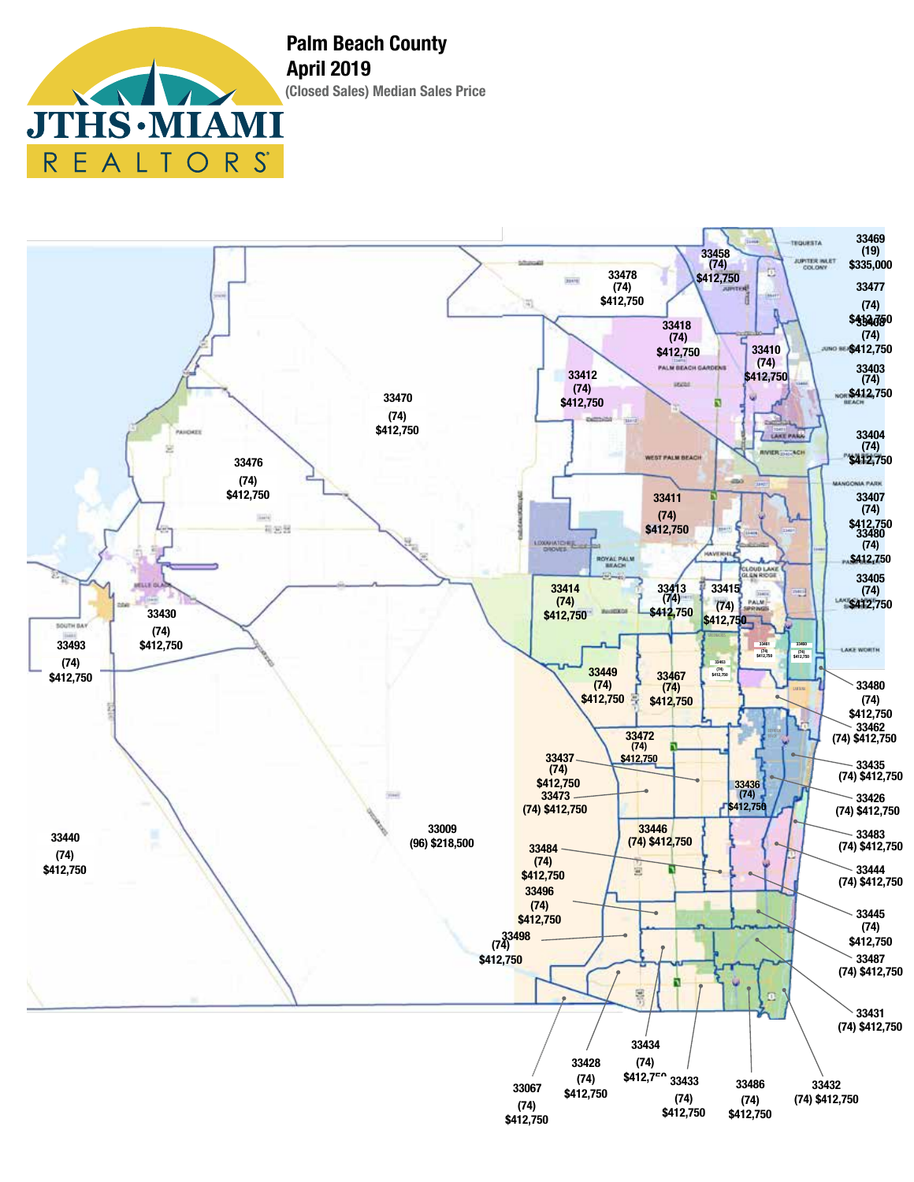# Palm Beach County

## April 2019

**(Closed Sales) Median Sales Price**

| Zip Code | Closed Sales | Median Sales Price |
|---|---|---|
| 33469 | (19) | $335,000 |
| 33458 | (74) | $412,750 |
| 33478 | (74) | $412,750 |
| 33477 | (74) | $412,750 |
| 33408 | (74) | $412,750 |
| 33418 | (74) | $412,750 |
| 33410 | (74) | $412,750 |
| 33403 | (74) | $412,750 |
| 33412 | (74) | $412,750 |
| 33470 | (74) | $412,750 |
| 33404 | (74) | $412,750 |
| 33476 | (74) | $412,750 |
| 33407 | (74) | $412,750 |
| 33411 | (74) | $412,750 |
| 33480 | (74) | $412,750 |
| 33405 | (74) | $412,750 |
| 33414 | (74) | $412,750 |
| 33413 | (74) | $412,750 |
| 33415 | (74) | $412,750 |
| 33430 | (74) | $412,750 |
| 33493 | (74) | $412,750 |
| 33461 | (74) | $412,750 |
| 33460 | (74) | $412,750 |
| 33463 | (74) | $412,750 |
| 33449 | (74) | $412,750 |
| 33467 | (74) | $412,750 |
| 33462 | (74) | $412,750 |
| 33472 | (74) | $412,750 |
| 33435 | (74) | $412,750 |
| 33437 | (74) | $412,750 |
| 33473 | (74) | $412,750 |
| 33436 | (74) | $412,750 |
| 33426 | (74) | $412,750 |
| 33440 | (74) | $412,750 |
| 33009 | (96) | $218,500 |
| 33446 | (74) | $412,750 |
| 33483 | (74) | $412,750 |
| 33484 | (74) | $412,750 |
| 33444 | (74) | $412,750 |
| 33496 | (74) | $412,750 |
| 33445 | (74) | $412,750 |
| 33498 | (74) | $412,750 |
| 33487 | (74) | $412,750 |
| 33431 | (74) | $412,750 |
| 33434 | (74) | $412,750 |
| 33428 | (74) | $412,750 |
| 33433 | (74) | $412,750 |
| 33486 | (74) | $412,750 |
| 33432 | (74) | $412,750 |
| 33067 | (74) | $412,750 |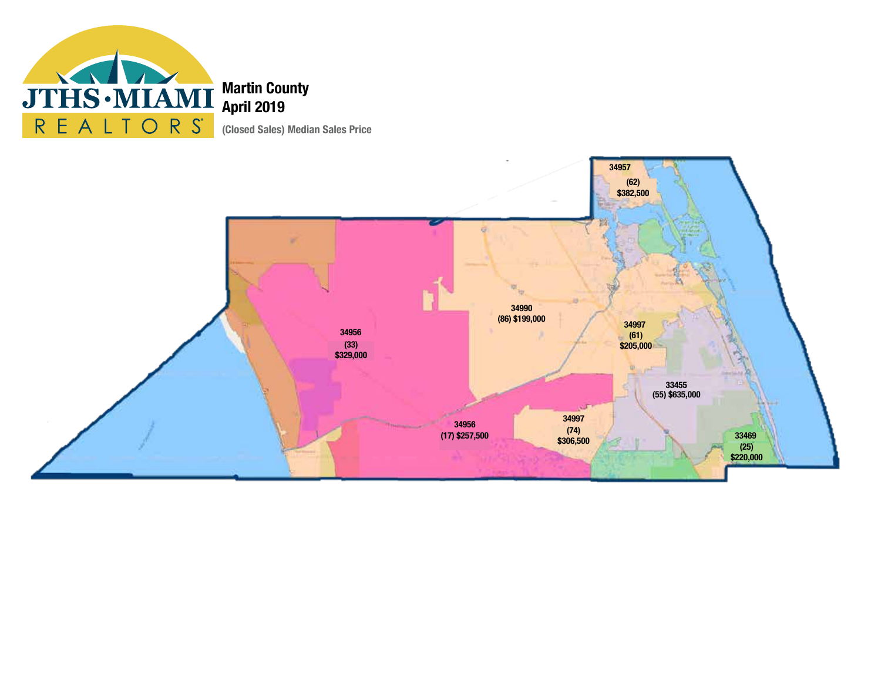JTHS·MIAMI REALTORS

# Martin County
## April 2019

(Closed Sales) Median Sales Price

34957
(62)
$382,500

34990
(86) $199,000

34997
(61)
$205,000

34956
(33)
$329,000

33455
(55) $635,000

34956
(17) $257,500

34997
(74)
$306,500

33469
(25)
$220,000